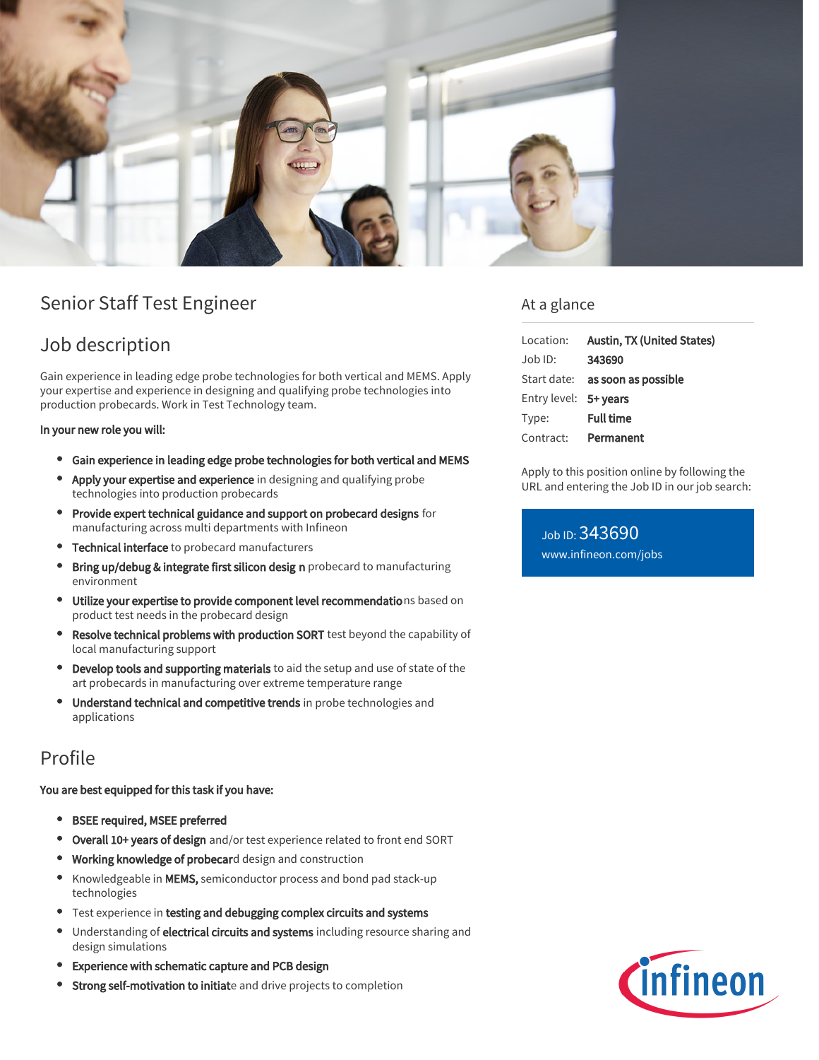# Senior Staff Test Engineer

## Job description

Gain experience in leading edge probe technologies for both vertical and MEMS. Apply your expertise and experience in designing and qualifying probe technologies into production probecards. Work in Test Technology team.

**In your new role you will:**

- **Gain experience in leading edge probe technologies for both vertical and MEMS**
- **Apply your expertise and experience** in designing and qualifying probe technologies into production probecards
- **Provide expert technical guidance and support on probecard designs** for manufacturing across multi departments with Infineon
- **Technical interface** to probecard manufacturers
- **Bring up/debug & integrate first silicon desig n** probecard to manufacturing environment
- **Utilize your expertise to provide component level recommendatio**ns based on product test needs in the probecard design
- **Resolve technical problems with production SORT** test beyond the capability of local manufacturing support
- **Develop tools and supporting materials** to aid the setup and use of state of the art probecards in manufacturing over extreme temperature range
- **Understand technical and competitive trends** in probe technologies and applications

## Profile

**You are best equipped for this task if you have:**

- **BSEE required, MSEE preferred**
- **Overall 10+ years of design** and/or test experience related to front end SORT
- **Working knowledge of probecar**d design and construction
- Knowledgeable in **MEMS,** semiconductor process and bond pad stack-up technologies
- Test experience in **testing and debugging complex circuits and systems**
- Understanding of **electrical circuits and systems** including resource sharing and design simulations
- **Experience with schematic capture and PCB design**
- **Strong self-motivation to initiat**e and drive projects to completion

## At a glance

| | |
|---|---|
| Location: | **Austin, TX (United States)** |
| Job ID: | **343690** |
| Start date: | **as soon as possible** |
| Entry level: | **5+ years** |
| Type: | **Full time** |
| Contract: | **Permanent** |

Apply to this position online by following the URL and entering the Job ID in our job search:

Job ID: 343690
www.infineon.com/jobs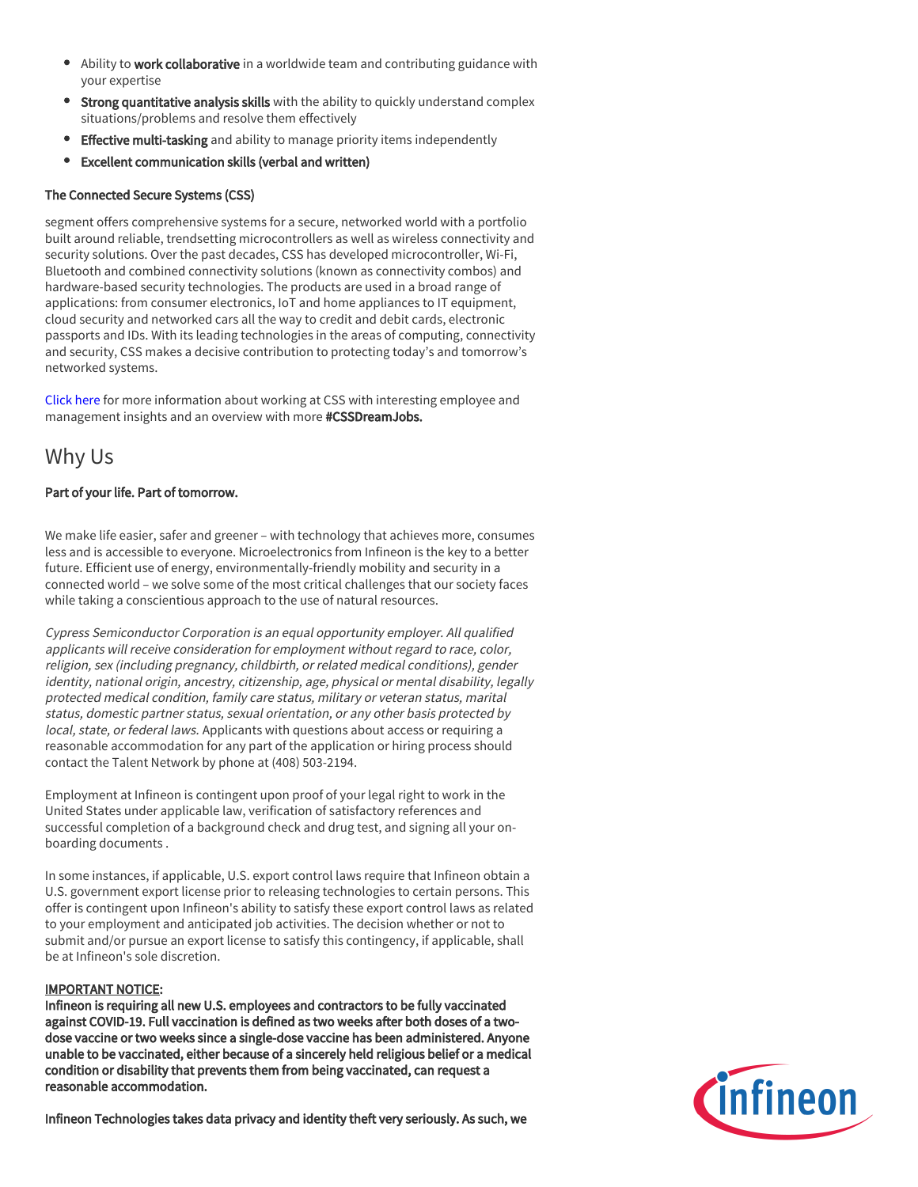- Ability to **work collaborative** in a worldwide team and contributing guidance with your expertise
- **Strong quantitative analysis skills** with the ability to quickly understand complex situations/problems and resolve them effectively
- **Effective multi-tasking** and ability to manage priority items independently
- **Excellent communication skills (verbal and written)**

**The Connected Secure Systems (CSS)**

segment offers comprehensive systems for a secure, networked world with a portfolio built around reliable, trendsetting microcontrollers as well as wireless connectivity and security solutions. Over the past decades, CSS has developed microcontroller, Wi-Fi, Bluetooth and combined connectivity solutions (known as connectivity combos) and hardware-based security technologies. The products are used in a broad range of applications: from consumer electronics, IoT and home appliances to IT equipment, cloud security and networked cars all the way to credit and debit cards, electronic passports and IDs. With its leading technologies in the areas of computing, connectivity and security, CSS makes a decisive contribution to protecting today's and tomorrow's networked systems.

Click here for more information about working at CSS with interesting employee and management insights and an overview with more **#CSSDreamJobs.**

## Why Us

**Part of your life. Part of tomorrow.**

We make life easier, safer and greener – with technology that achieves more, consumes less and is accessible to everyone. Microelectronics from Infineon is the key to a better future. Efficient use of energy, environmentally-friendly mobility and security in a connected world – we solve some of the most critical challenges that our society faces while taking a conscientious approach to the use of natural resources.

*Cypress Semiconductor Corporation is an equal opportunity employer. All qualified applicants will receive consideration for employment without regard to race, color, religion, sex (including pregnancy, childbirth, or related medical conditions), gender identity, national origin, ancestry, citizenship, age, physical or mental disability, legally protected medical condition, family care status, military or veteran status, marital status, domestic partner status, sexual orientation, or any other basis protected by local, state, or federal laws.* Applicants with questions about access or requiring a reasonable accommodation for any part of the application or hiring process should contact the Talent Network by phone at (408) 503-2194.

Employment at Infineon is contingent upon proof of your legal right to work in the United States under applicable law, verification of satisfactory references and successful completion of a background check and drug test, and signing all your on-boarding documents .

In some instances, if applicable, U.S. export control laws require that Infineon obtain a U.S. government export license prior to releasing technologies to certain persons. This offer is contingent upon Infineon's ability to satisfy these export control laws as related to your employment and anticipated job activities. The decision whether or not to submit and/or pursue an export license to satisfy this contingency, if applicable, shall be at Infineon's sole discretion.

**IMPORTANT NOTICE:**
**Infineon is requiring all new U.S. employees and contractors to be fully vaccinated against COVID-19. Full vaccination is defined as two weeks after both doses of a two-dose vaccine or two weeks since a single-dose vaccine has been administered. Anyone unable to be vaccinated, either because of a sincerely held religious belief or a medical condition or disability that prevents them from being vaccinated, can request a reasonable accommodation.**

**Infineon Technologies takes data privacy and identity theft very seriously. As such, we**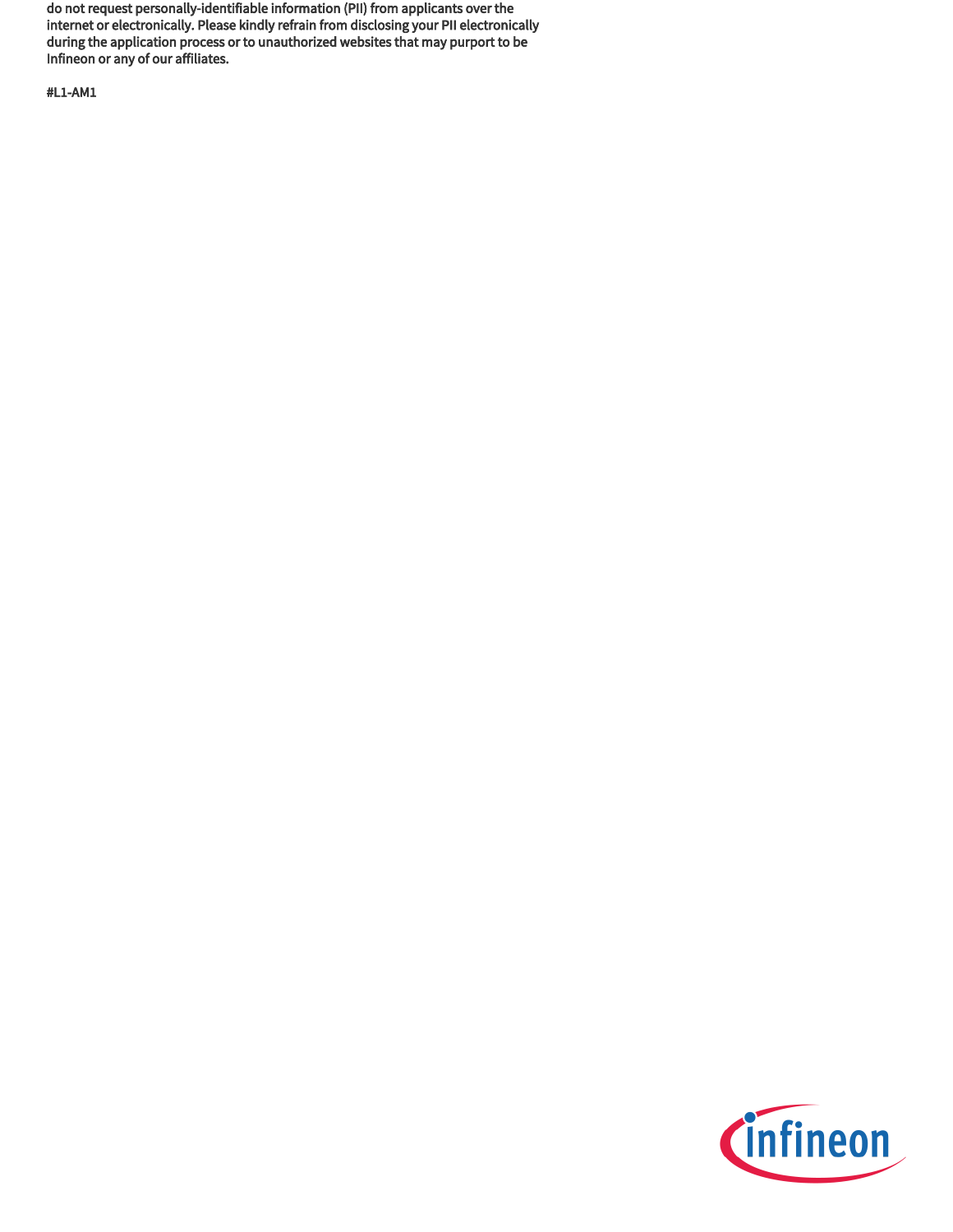do not request personally-identifiable information (PII) from applicants over the internet or electronically. Please kindly refrain from disclosing your PII electronically during the application process or to unauthorized websites that may purport to be Infineon or any of our affiliates.

#L1-AM1